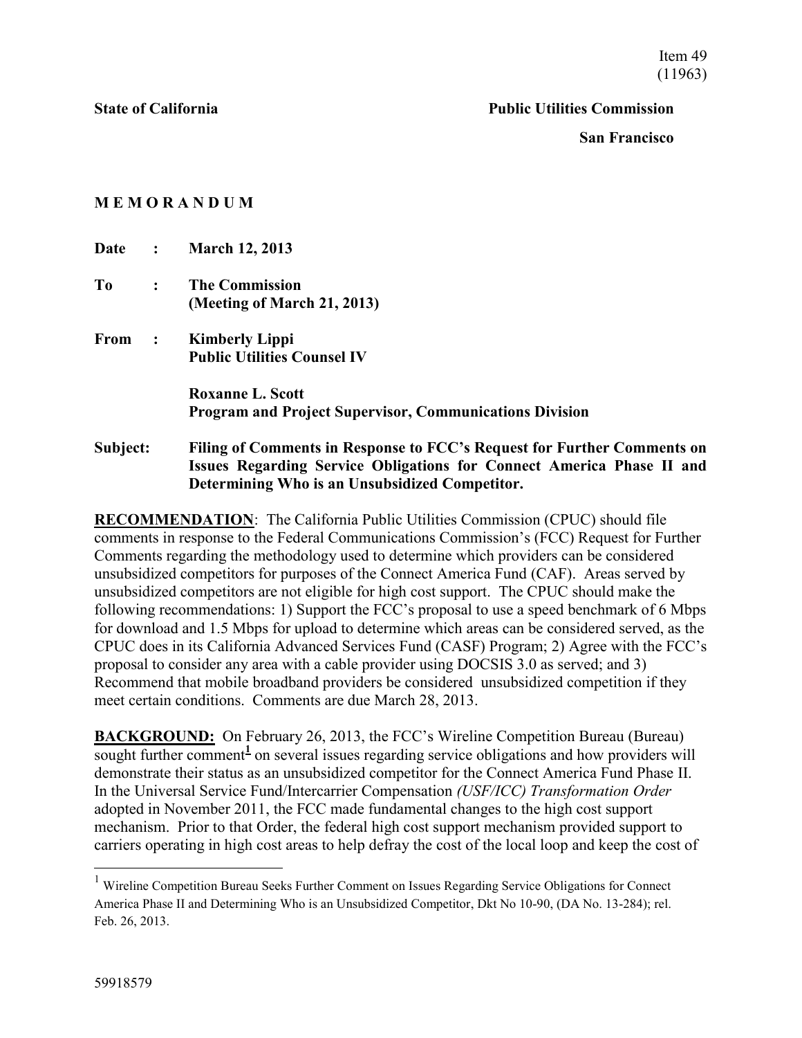Item 49
(11963)

**State of California** **Public Utilities Commission**

**San Francisco**

**M E M O R A N D U M**

**Date : March 12, 2013**

**To : The Commission**
**(Meeting of March 21, 2013)**

**From : Kimberly Lippi**
**Public Utilities Counsel IV**

**Roxanne L. Scott**
**Program and Project Supervisor, Communications Division**

**Subject: Filing of Comments in Response to FCC's Request for Further Comments on Issues Regarding Service Obligations for Connect America Phase II and Determining Who is an Unsubsidized Competitor.**

**RECOMMENDATION**: The California Public Utilities Commission (CPUC) should file comments in response to the Federal Communications Commission's (FCC) Request for Further Comments regarding the methodology used to determine which providers can be considered unsubsidized competitors for purposes of the Connect America Fund (CAF). Areas served by unsubsidized competitors are not eligible for high cost support. The CPUC should make the following recommendations: 1) Support the FCC's proposal to use a speed benchmark of 6 Mbps for download and 1.5 Mbps for upload to determine which areas can be considered served, as the CPUC does in its California Advanced Services Fund (CASF) Program; 2) Agree with the FCC's proposal to consider any area with a cable provider using DOCSIS 3.0 as served; and 3) Recommend that mobile broadband providers be considered unsubsidized competition if they meet certain conditions. Comments are due March 28, 2013.

**BACKGROUND:** On February 26, 2013, the FCC's Wireline Competition Bureau (Bureau) sought further comment[1] on several issues regarding service obligations and how providers will demonstrate their status as an unsubsidized competitor for the Connect America Fund Phase II. In the Universal Service Fund/Intercarrier Compensation *(USF/ICC) Transformation Order* adopted in November 2011, the FCC made fundamental changes to the high cost support mechanism. Prior to that Order, the federal high cost support mechanism provided support to carriers operating in high cost areas to help defray the cost of the local loop and keep the cost of

[1] Wireline Competition Bureau Seeks Further Comment on Issues Regarding Service Obligations for Connect America Phase II and Determining Who is an Unsubsidized Competitor, Dkt No 10-90, (DA No. 13-284); rel. Feb. 26, 2013.

59918579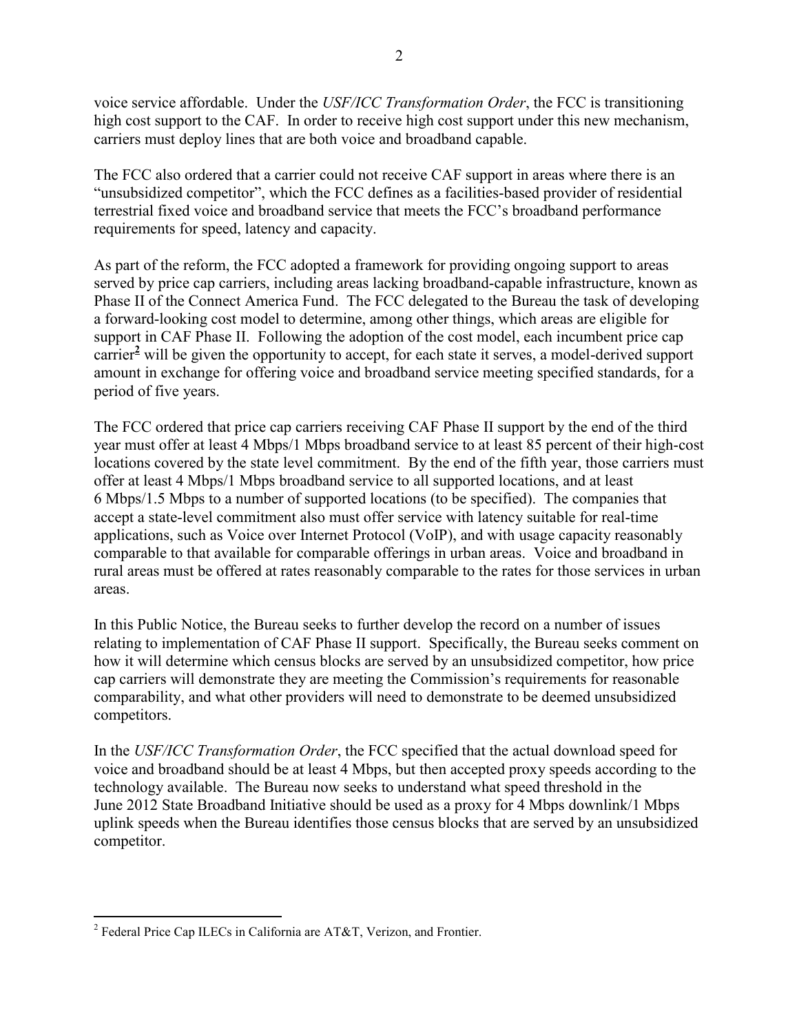voice service affordable. Under the *USF/ICC Transformation Order*, the FCC is transitioning high cost support to the CAF. In order to receive high cost support under this new mechanism, carriers must deploy lines that are both voice and broadband capable.

The FCC also ordered that a carrier could not receive CAF support in areas where there is an "unsubsidized competitor", which the FCC defines as a facilities-based provider of residential terrestrial fixed voice and broadband service that meets the FCC's broadband performance requirements for speed, latency and capacity.

As part of the reform, the FCC adopted a framework for providing ongoing support to areas served by price cap carriers, including areas lacking broadband-capable infrastructure, known as Phase II of the Connect America Fund. The FCC delegated to the Bureau the task of developing a forward-looking cost model to determine, among other things, which areas are eligible for support in CAF Phase II. Following the adoption of the cost model, each incumbent price cap carrier[2] will be given the opportunity to accept, for each state it serves, a model-derived support amount in exchange for offering voice and broadband service meeting specified standards, for a period of five years.

The FCC ordered that price cap carriers receiving CAF Phase II support by the end of the third year must offer at least 4 Mbps/1 Mbps broadband service to at least 85 percent of their high-cost locations covered by the state level commitment. By the end of the fifth year, those carriers must offer at least 4 Mbps/1 Mbps broadband service to all supported locations, and at least 6 Mbps/1.5 Mbps to a number of supported locations (to be specified). The companies that accept a state-level commitment also must offer service with latency suitable for real-time applications, such as Voice over Internet Protocol (VoIP), and with usage capacity reasonably comparable to that available for comparable offerings in urban areas. Voice and broadband in rural areas must be offered at rates reasonably comparable to the rates for those services in urban areas.

In this Public Notice, the Bureau seeks to further develop the record on a number of issues relating to implementation of CAF Phase II support. Specifically, the Bureau seeks comment on how it will determine which census blocks are served by an unsubsidized competitor, how price cap carriers will demonstrate they are meeting the Commission's requirements for reasonable comparability, and what other providers will need to demonstrate to be deemed unsubsidized competitors.

In the *USF/ICC Transformation Order*, the FCC specified that the actual download speed for voice and broadband should be at least 4 Mbps, but then accepted proxy speeds according to the technology available. The Bureau now seeks to understand what speed threshold in the June 2012 State Broadband Initiative should be used as a proxy for 4 Mbps downlink/1 Mbps uplink speeds when the Bureau identifies those census blocks that are served by an unsubsidized competitor.

---

[2] Federal Price Cap ILECs in California are AT&T, Verizon, and Frontier.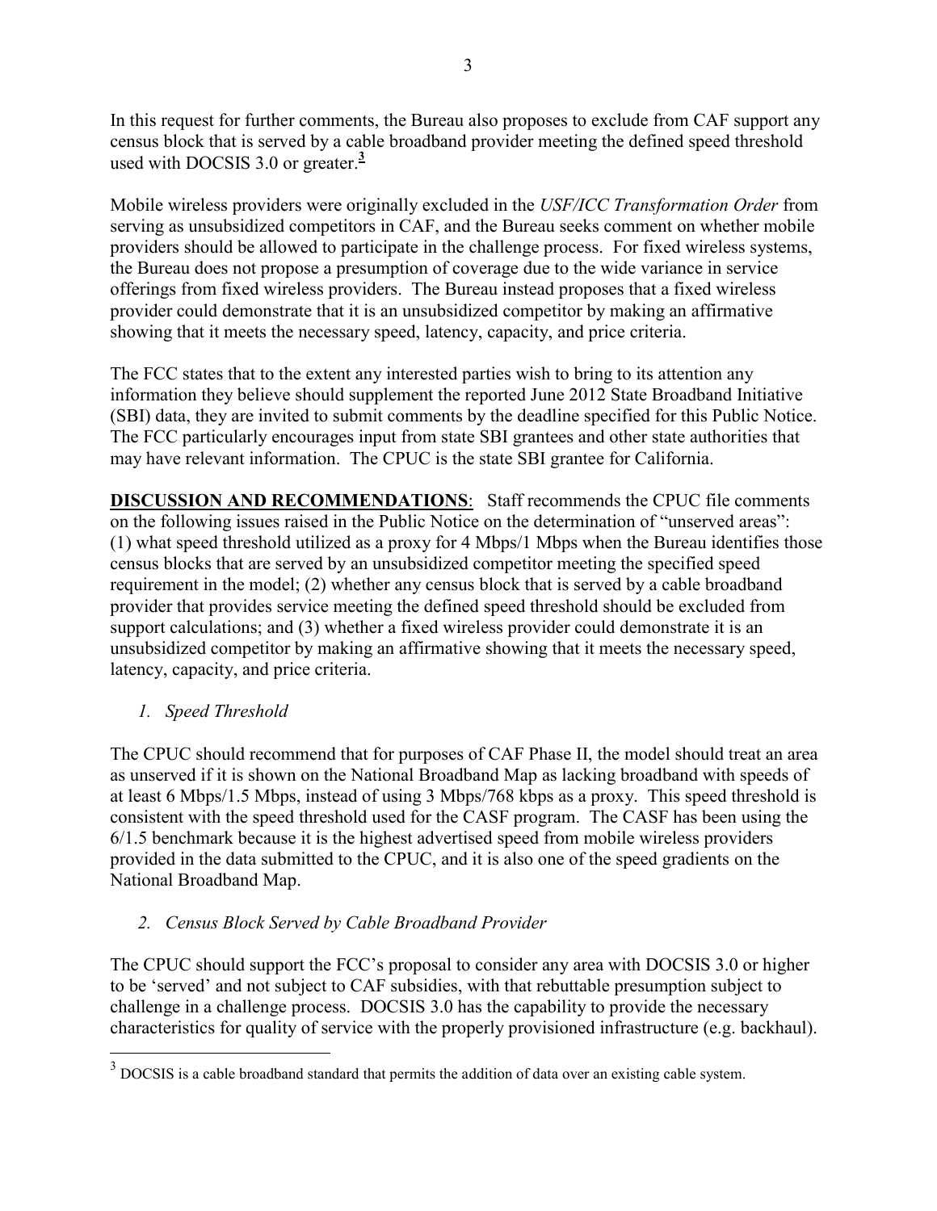In this request for further comments, the Bureau also proposes to exclude from CAF support any census block that is served by a cable broadband provider meeting the defined speed threshold used with DOCSIS 3.0 or greater.[3]

Mobile wireless providers were originally excluded in the *USF/ICC Transformation Order* from serving as unsubsidized competitors in CAF, and the Bureau seeks comment on whether mobile providers should be allowed to participate in the challenge process. For fixed wireless systems, the Bureau does not propose a presumption of coverage due to the wide variance in service offerings from fixed wireless providers. The Bureau instead proposes that a fixed wireless provider could demonstrate that it is an unsubsidized competitor by making an affirmative showing that it meets the necessary speed, latency, capacity, and price criteria.

The FCC states that to the extent any interested parties wish to bring to its attention any information they believe should supplement the reported June 2012 State Broadband Initiative (SBI) data, they are invited to submit comments by the deadline specified for this Public Notice. The FCC particularly encourages input from state SBI grantees and other state authorities that may have relevant information. The CPUC is the state SBI grantee for California.

**DISCUSSION AND RECOMMENDATIONS**: Staff recommends the CPUC file comments on the following issues raised in the Public Notice on the determination of "unserved areas": (1) what speed threshold utilized as a proxy for 4 Mbps/1 Mbps when the Bureau identifies those census blocks that are served by an unsubsidized competitor meeting the specified speed requirement in the model; (2) whether any census block that is served by a cable broadband provider that provides service meeting the defined speed threshold should be excluded from support calculations; and (3) whether a fixed wireless provider could demonstrate it is an unsubsidized competitor by making an affirmative showing that it meets the necessary speed, latency, capacity, and price criteria.

*1. Speed Threshold*

The CPUC should recommend that for purposes of CAF Phase II, the model should treat an area as unserved if it is shown on the National Broadband Map as lacking broadband with speeds of at least 6 Mbps/1.5 Mbps, instead of using 3 Mbps/768 kbps as a proxy. This speed threshold is consistent with the speed threshold used for the CASF program. The CASF has been using the 6/1.5 benchmark because it is the highest advertised speed from mobile wireless providers provided in the data submitted to the CPUC, and it is also one of the speed gradients on the National Broadband Map.

*2. Census Block Served by Cable Broadband Provider*

The CPUC should support the FCC's proposal to consider any area with DOCSIS 3.0 or higher to be 'served' and not subject to CAF subsidies, with that rebuttable presumption subject to challenge in a challenge process. DOCSIS 3.0 has the capability to provide the necessary characteristics for quality of service with the properly provisioned infrastructure (e.g. backhaul).

[3] DOCSIS is a cable broadband standard that permits the addition of data over an existing cable system.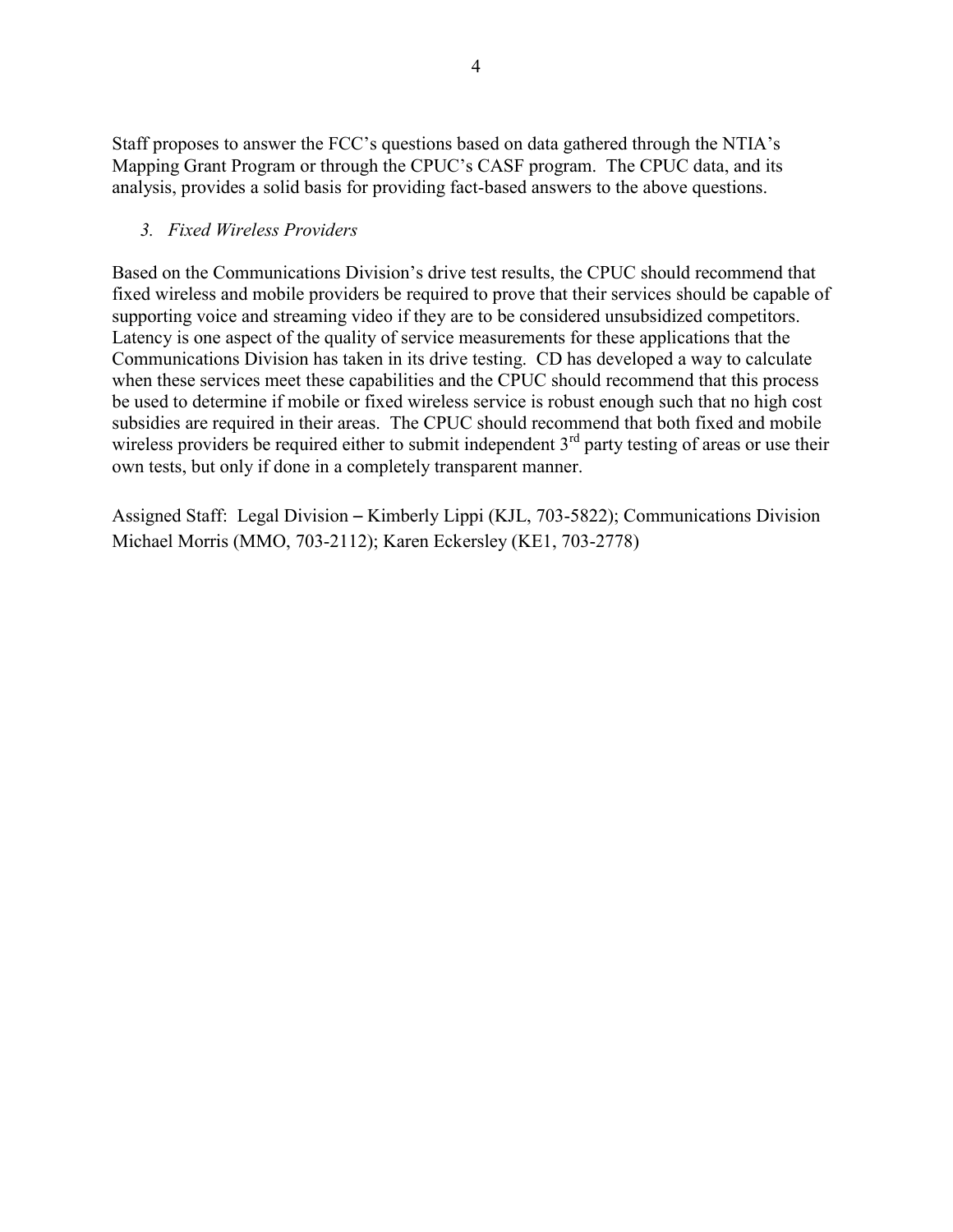Staff proposes to answer the FCC's questions based on data gathered through the NTIA's Mapping Grant Program or through the CPUC's CASF program. The CPUC data, and its analysis, provides a solid basis for providing fact-based answers to the above questions.

*3. Fixed Wireless Providers*

Based on the Communications Division's drive test results, the CPUC should recommend that fixed wireless and mobile providers be required to prove that their services should be capable of supporting voice and streaming video if they are to be considered unsubsidized competitors. Latency is one aspect of the quality of service measurements for these applications that the Communications Division has taken in its drive testing. CD has developed a way to calculate when these services meet these capabilities and the CPUC should recommend that this process be used to determine if mobile or fixed wireless service is robust enough such that no high cost subsidies are required in their areas. The CPUC should recommend that both fixed and mobile wireless providers be required either to submit independent 3rd party testing of areas or use their own tests, but only if done in a completely transparent manner.

Assigned Staff: Legal Division – Kimberly Lippi (KJL, 703-5822); Communications Division Michael Morris (MMO, 703-2112); Karen Eckersley (KE1, 703-2778)